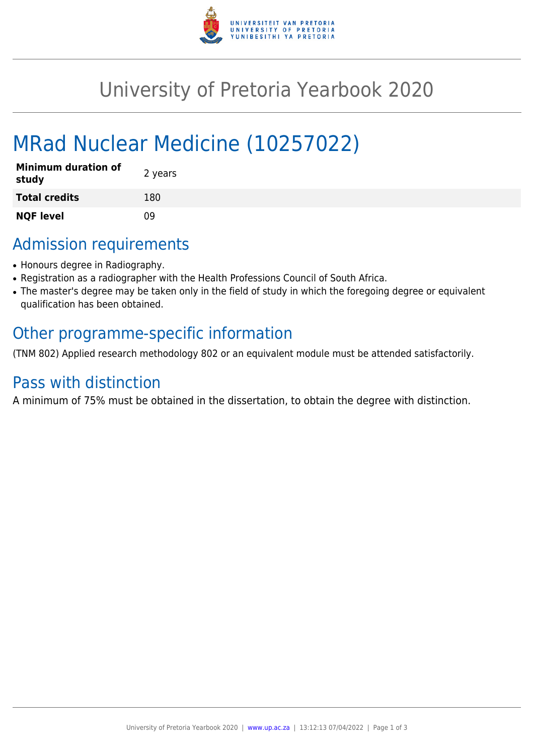# University of Pretoria Yearbook 2020

## MRad Nuclear Medicine (10257022)

| | |
|---|---|
| **Minimum duration of study** | 2 years |
| **Total credits** | 180 |
| **NQF level** | 09 |

## Admission requirements

- Honours degree in Radiography.
- Registration as a radiographer with the Health Professions Council of South Africa.
- The master's degree may be taken only in the field of study in which the foregoing degree or equivalent qualification has been obtained.

## Other programme-specific information

(TNM 802) Applied research methodology 802 or an equivalent module must be attended satisfactorily.

## Pass with distinction

A minimum of 75% must be obtained in the dissertation, to obtain the degree with distinction.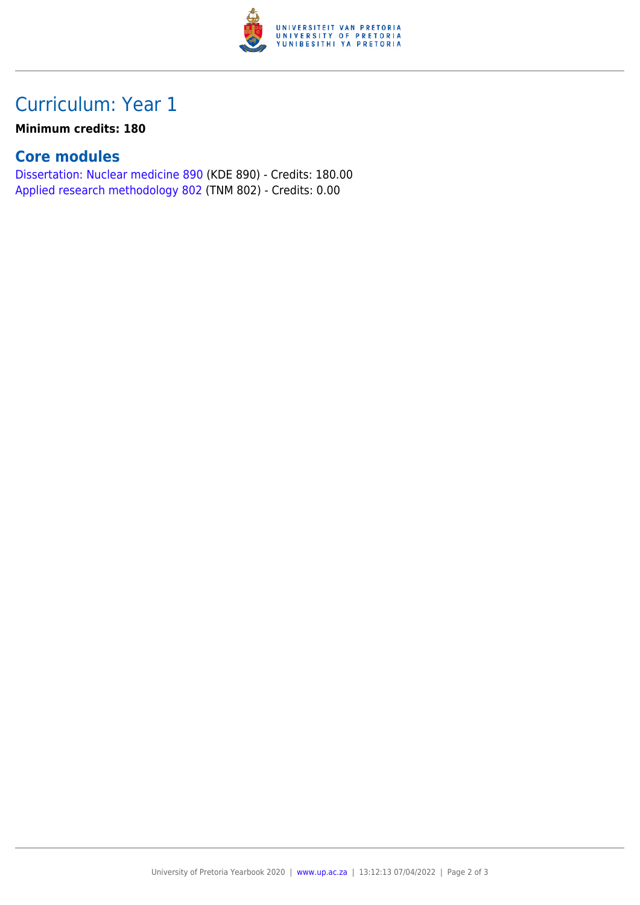## Curriculum: Year 1

**Minimum credits: 180**

### Core modules

Dissertation: Nuclear medicine 890 (KDE 890) - Credits: 180.00
Applied research methodology 802 (TNM 802) - Credits: 0.00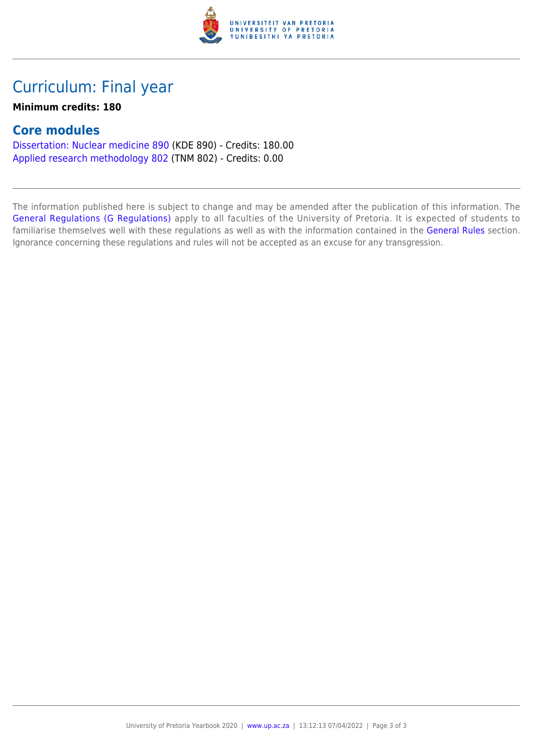## Curriculum: Final year

**Minimum credits: 180**

### Core modules

Dissertation: Nuclear medicine 890 (KDE 890) - Credits: 180.00
Applied research methodology 802 (TNM 802) - Credits: 0.00

The information published here is subject to change and may be amended after the publication of this information. The General Regulations (G Regulations) apply to all faculties of the University of Pretoria. It is expected of students to familiarise themselves well with these regulations as well as with the information contained in the General Rules section. Ignorance concerning these regulations and rules will not be accepted as an excuse for any transgression.